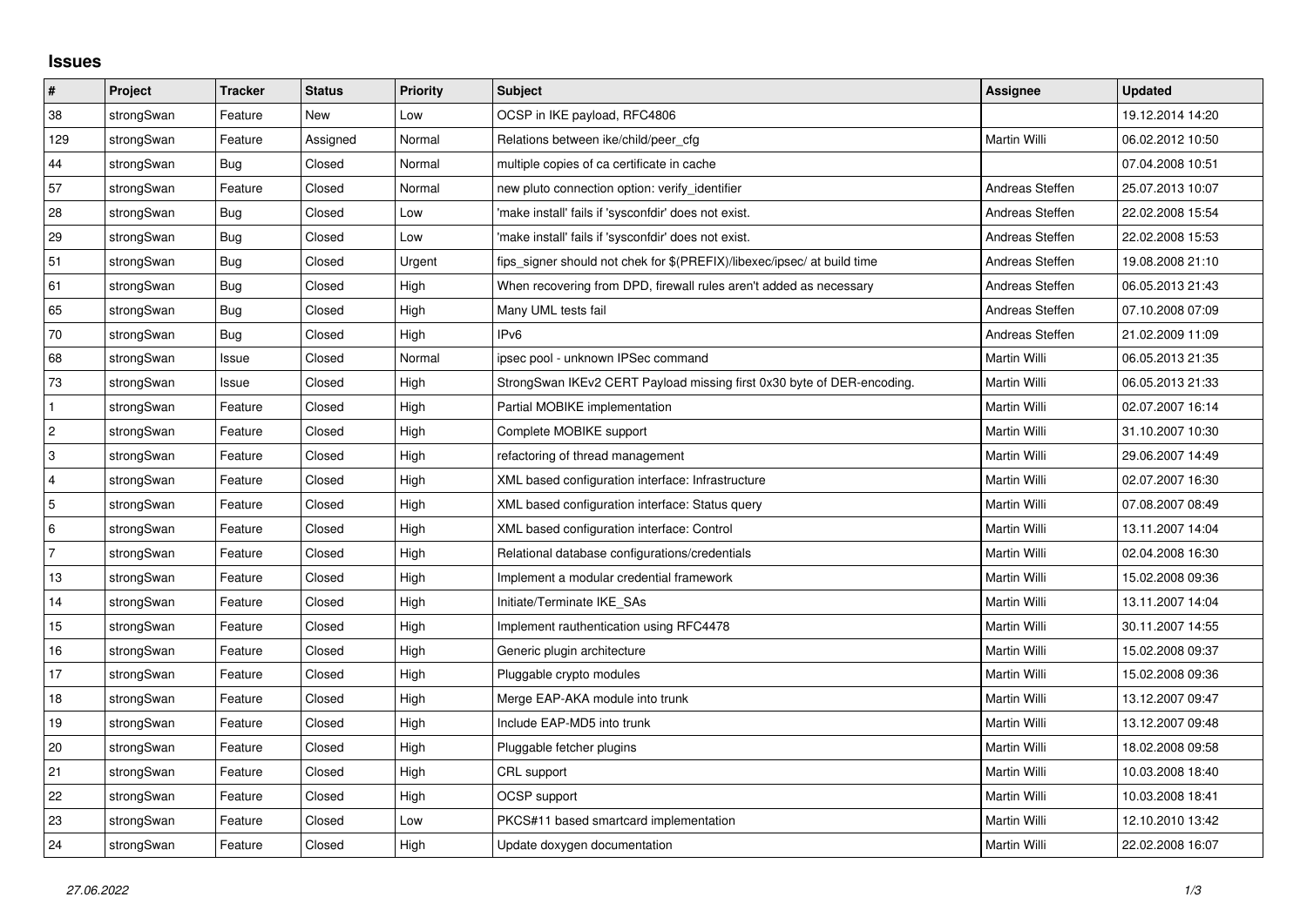# Issues

| # | Project | Tracker | Status | Priority | Subject | Assignee | Updated |
|---|---|---|---|---|---|---|---|
| 38 | strongSwan | Feature | New | Low | OCSP in IKE payload, RFC4806 | | 19.12.2014 14:20 |
| 129 | strongSwan | Feature | Assigned | Normal | Relations between ike/child/peer_cfg | Martin Willi | 06.02.2012 10:50 |
| 44 | strongSwan | Bug | Closed | Normal | multiple copies of ca certificate in cache | | 07.04.2008 10:51 |
| 57 | strongSwan | Feature | Closed | Normal | new pluto connection option: verify_identifier | Andreas Steffen | 25.07.2013 10:07 |
| 28 | strongSwan | Bug | Closed | Low | 'make install' fails if 'sysconfdir' does not exist. | Andreas Steffen | 22.02.2008 15:54 |
| 29 | strongSwan | Bug | Closed | Low | 'make install' fails if 'sysconfdir' does not exist. | Andreas Steffen | 22.02.2008 15:53 |
| 51 | strongSwan | Bug | Closed | Urgent | fips_signer should not chek for $(PREFIX)/libexec/ipsec/ at build time | Andreas Steffen | 19.08.2008 21:10 |
| 61 | strongSwan | Bug | Closed | High | When recovering from DPD, firewall rules aren't added as necessary | Andreas Steffen | 06.05.2013 21:43 |
| 65 | strongSwan | Bug | Closed | High | Many UML tests fail | Andreas Steffen | 07.10.2008 07:09 |
| 70 | strongSwan | Bug | Closed | High | IPv6 | Andreas Steffen | 21.02.2009 11:09 |
| 68 | strongSwan | Issue | Closed | Normal | ipsec pool - unknown IPSec command | Martin Willi | 06.05.2013 21:35 |
| 73 | strongSwan | Issue | Closed | High | StrongSwan IKEv2 CERT Payload missing first 0x30 byte of DER-encoding. | Martin Willi | 06.05.2013 21:33 |
| 1 | strongSwan | Feature | Closed | High | Partial MOBIKE implementation | Martin Willi | 02.07.2007 16:14 |
| 2 | strongSwan | Feature | Closed | High | Complete MOBIKE support | Martin Willi | 31.10.2007 10:30 |
| 3 | strongSwan | Feature | Closed | High | refactoring of thread management | Martin Willi | 29.06.2007 14:49 |
| 4 | strongSwan | Feature | Closed | High | XML based configuration interface: Infrastructure | Martin Willi | 02.07.2007 16:30 |
| 5 | strongSwan | Feature | Closed | High | XML based configuration interface: Status query | Martin Willi | 07.08.2007 08:49 |
| 6 | strongSwan | Feature | Closed | High | XML based configuration interface: Control | Martin Willi | 13.11.2007 14:04 |
| 7 | strongSwan | Feature | Closed | High | Relational database configurations/credentials | Martin Willi | 02.04.2008 16:30 |
| 13 | strongSwan | Feature | Closed | High | Implement a modular credential framework | Martin Willi | 15.02.2008 09:36 |
| 14 | strongSwan | Feature | Closed | High | Initiate/Terminate IKE_SAs | Martin Willi | 13.11.2007 14:04 |
| 15 | strongSwan | Feature | Closed | High | Implement rauthentication using RFC4478 | Martin Willi | 30.11.2007 14:55 |
| 16 | strongSwan | Feature | Closed | High | Generic plugin architecture | Martin Willi | 15.02.2008 09:37 |
| 17 | strongSwan | Feature | Closed | High | Pluggable crypto modules | Martin Willi | 15.02.2008 09:36 |
| 18 | strongSwan | Feature | Closed | High | Merge EAP-AKA module into trunk | Martin Willi | 13.12.2007 09:47 |
| 19 | strongSwan | Feature | Closed | High | Include EAP-MD5 into trunk | Martin Willi | 13.12.2007 09:48 |
| 20 | strongSwan | Feature | Closed | High | Pluggable fetcher plugins | Martin Willi | 18.02.2008 09:58 |
| 21 | strongSwan | Feature | Closed | High | CRL support | Martin Willi | 10.03.2008 18:40 |
| 22 | strongSwan | Feature | Closed | High | OCSP support | Martin Willi | 10.03.2008 18:41 |
| 23 | strongSwan | Feature | Closed | Low | PKCS#11 based smartcard implementation | Martin Willi | 12.10.2010 13:42 |
| 24 | strongSwan | Feature | Closed | High | Update doxygen documentation | Martin Willi | 22.02.2008 16:07 |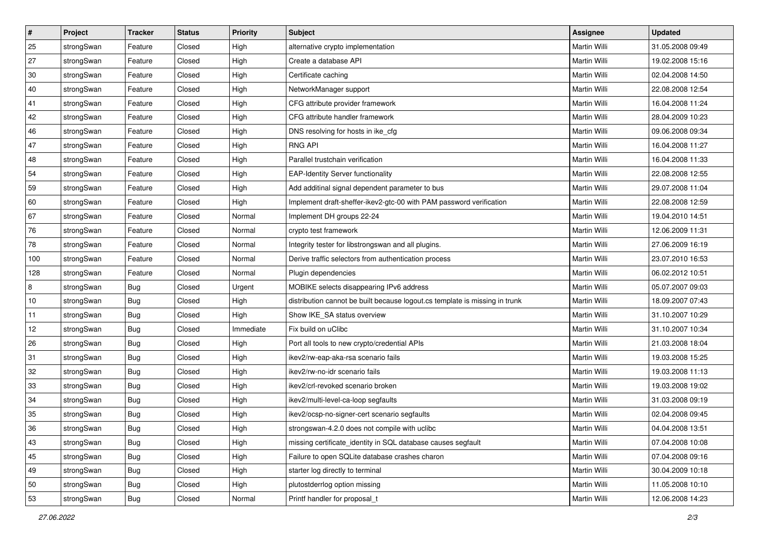| # | Project | Tracker | Status | Priority | Subject | Assignee | Updated |
|---|---|---|---|---|---|---|---|
| 25 | strongSwan | Feature | Closed | High | alternative crypto implementation | Martin Willi | 31.05.2008 09:49 |
| 27 | strongSwan | Feature | Closed | High | Create a database API | Martin Willi | 19.02.2008 15:16 |
| 30 | strongSwan | Feature | Closed | High | Certificate caching | Martin Willi | 02.04.2008 14:50 |
| 40 | strongSwan | Feature | Closed | High | NetworkManager support | Martin Willi | 22.08.2008 12:54 |
| 41 | strongSwan | Feature | Closed | High | CFG attribute provider framework | Martin Willi | 16.04.2008 11:24 |
| 42 | strongSwan | Feature | Closed | High | CFG attribute handler framework | Martin Willi | 28.04.2009 10:23 |
| 46 | strongSwan | Feature | Closed | High | DNS resolving for hosts in ike_cfg | Martin Willi | 09.06.2008 09:34 |
| 47 | strongSwan | Feature | Closed | High | RNG API | Martin Willi | 16.04.2008 11:27 |
| 48 | strongSwan | Feature | Closed | High | Parallel trustchain verification | Martin Willi | 16.04.2008 11:33 |
| 54 | strongSwan | Feature | Closed | High | EAP-Identity Server functionality | Martin Willi | 22.08.2008 12:55 |
| 59 | strongSwan | Feature | Closed | High | Add additinal signal dependent parameter to bus | Martin Willi | 29.07.2008 11:04 |
| 60 | strongSwan | Feature | Closed | High | Implement draft-sheffer-ikev2-gtc-00 with PAM password verification | Martin Willi | 22.08.2008 12:59 |
| 67 | strongSwan | Feature | Closed | Normal | Implement DH groups 22-24 | Martin Willi | 19.04.2010 14:51 |
| 76 | strongSwan | Feature | Closed | Normal | crypto test framework | Martin Willi | 12.06.2009 11:31 |
| 78 | strongSwan | Feature | Closed | Normal | Integrity tester for libstrongswan and all plugins. | Martin Willi | 27.06.2009 16:19 |
| 100 | strongSwan | Feature | Closed | Normal | Derive traffic selectors from authentication process | Martin Willi | 23.07.2010 16:53 |
| 128 | strongSwan | Feature | Closed | Normal | Plugin dependencies | Martin Willi | 06.02.2012 10:51 |
| 8 | strongSwan | Bug | Closed | Urgent | MOBIKE selects disappearing IPv6 address | Martin Willi | 05.07.2007 09:03 |
| 10 | strongSwan | Bug | Closed | High | distribution cannot be built because logout.cs template is missing in trunk | Martin Willi | 18.09.2007 07:43 |
| 11 | strongSwan | Bug | Closed | High | Show IKE_SA status overview | Martin Willi | 31.10.2007 10:29 |
| 12 | strongSwan | Bug | Closed | Immediate | Fix build on uClibc | Martin Willi | 31.10.2007 10:34 |
| 26 | strongSwan | Bug | Closed | High | Port all tools to new crypto/credential APIs | Martin Willi | 21.03.2008 18:04 |
| 31 | strongSwan | Bug | Closed | High | ikev2/rw-eap-aka-rsa scenario fails | Martin Willi | 19.03.2008 15:25 |
| 32 | strongSwan | Bug | Closed | High | ikev2/rw-no-idr scenario fails | Martin Willi | 19.03.2008 11:13 |
| 33 | strongSwan | Bug | Closed | High | ikev2/crl-revoked scenario broken | Martin Willi | 19.03.2008 19:02 |
| 34 | strongSwan | Bug | Closed | High | ikev2/multi-level-ca-loop segfaults | Martin Willi | 31.03.2008 09:19 |
| 35 | strongSwan | Bug | Closed | High | ikev2/ocsp-no-signer-cert scenario segfaults | Martin Willi | 02.04.2008 09:45 |
| 36 | strongSwan | Bug | Closed | High | strongswan-4.2.0 does not compile with uclibc | Martin Willi | 04.04.2008 13:51 |
| 43 | strongSwan | Bug | Closed | High | missing certificate_identity in SQL database causes segfault | Martin Willi | 07.04.2008 10:08 |
| 45 | strongSwan | Bug | Closed | High | Failure to open SQLite database crashes charon | Martin Willi | 07.04.2008 09:16 |
| 49 | strongSwan | Bug | Closed | High | starter log directly to terminal | Martin Willi | 30.04.2009 10:18 |
| 50 | strongSwan | Bug | Closed | High | plutostderrlog option missing | Martin Willi | 11.05.2008 10:10 |
| 53 | strongSwan | Bug | Closed | Normal | Printf handler for proposal_t | Martin Willi | 12.06.2008 14:23 |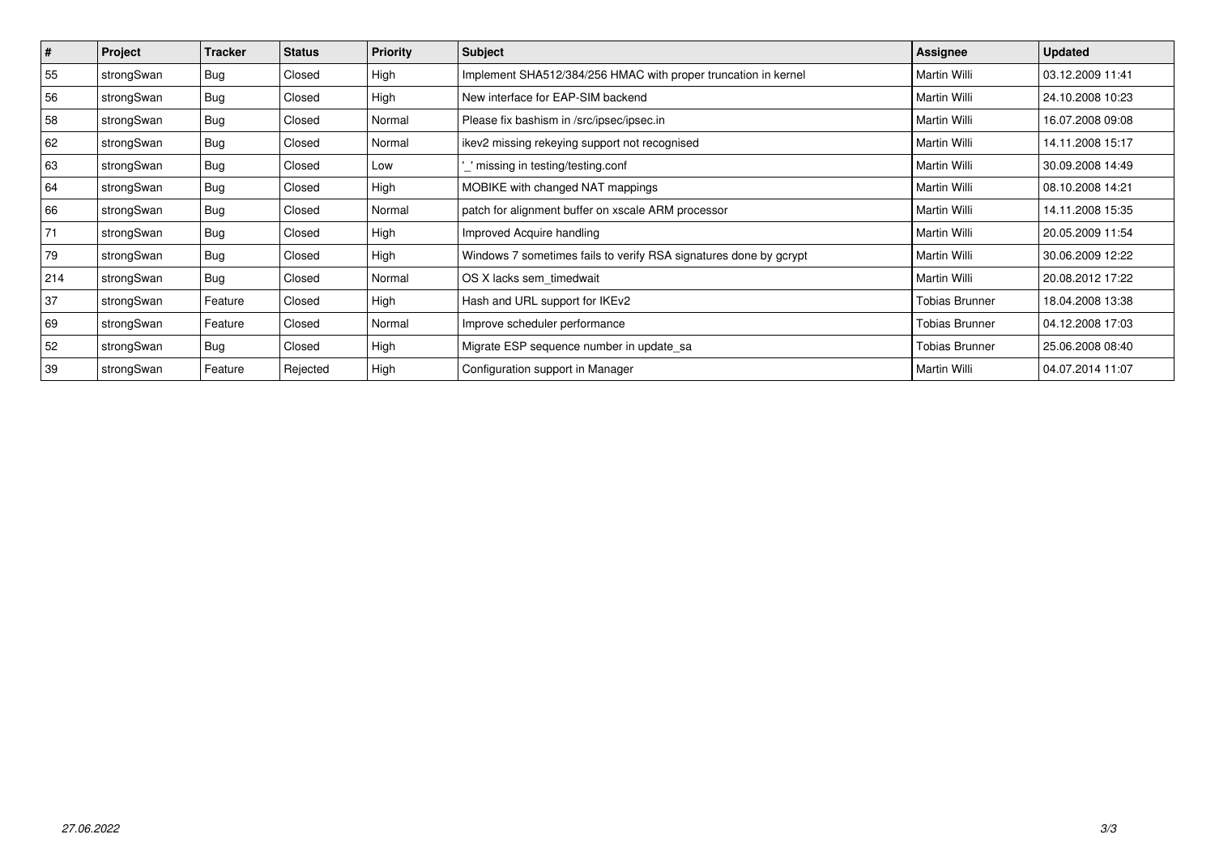| # | Project | Tracker | Status | Priority | Subject | Assignee | Updated |
|---|---|---|---|---|---|---|---|
| 55 | strongSwan | Bug | Closed | High | Implement SHA512/384/256 HMAC with proper truncation in kernel | Martin Willi | 03.12.2009 11:41 |
| 56 | strongSwan | Bug | Closed | High | New interface for EAP-SIM backend | Martin Willi | 24.10.2008 10:23 |
| 58 | strongSwan | Bug | Closed | Normal | Please fix bashism in /src/ipsec/ipsec.in | Martin Willi | 16.07.2008 09:08 |
| 62 | strongSwan | Bug | Closed | Normal | ikev2 missing rekeying support not recognised | Martin Willi | 14.11.2008 15:17 |
| 63 | strongSwan | Bug | Closed | Low | '_' missing in testing/testing.conf | Martin Willi | 30.09.2008 14:49 |
| 64 | strongSwan | Bug | Closed | High | MOBIKE with changed NAT mappings | Martin Willi | 08.10.2008 14:21 |
| 66 | strongSwan | Bug | Closed | Normal | patch for alignment buffer on xscale ARM processor | Martin Willi | 14.11.2008 15:35 |
| 71 | strongSwan | Bug | Closed | High | Improved Acquire handling | Martin Willi | 20.05.2009 11:54 |
| 79 | strongSwan | Bug | Closed | High | Windows 7 sometimes fails to verify RSA signatures done by gcrypt | Martin Willi | 30.06.2009 12:22 |
| 214 | strongSwan | Bug | Closed | Normal | OS X lacks sem_timedwait | Martin Willi | 20.08.2012 17:22 |
| 37 | strongSwan | Feature | Closed | High | Hash and URL support for IKEv2 | Tobias Brunner | 18.04.2008 13:38 |
| 69 | strongSwan | Feature | Closed | Normal | Improve scheduler performance | Tobias Brunner | 04.12.2008 17:03 |
| 52 | strongSwan | Bug | Closed | High | Migrate ESP sequence number in update_sa | Tobias Brunner | 25.06.2008 08:40 |
| 39 | strongSwan | Feature | Rejected | High | Configuration support in Manager | Martin Willi | 04.07.2014 11:07 |

*27.06.2022*